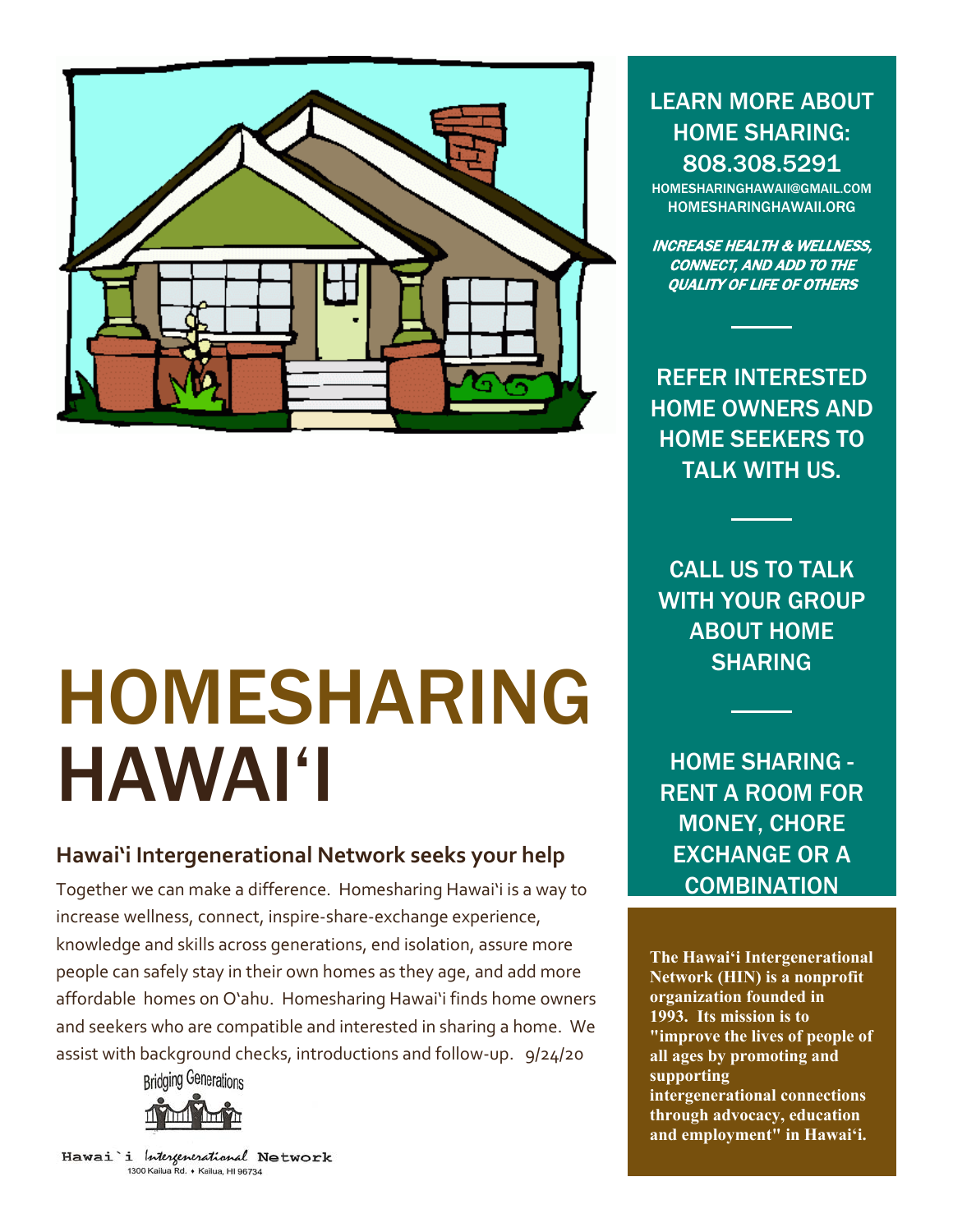# HOMESHARING HAWAI‘I

## Hawai‘i Intergenerational Network seeks your help

Together we can make a difference. Homesharing Hawai‘i is a way to increase wellness, connect, inspire-share-exchange experience, knowledge and skills across generations, end isolation, assure more people can safely stay in their own homes as they age, and add more affordable homes on O‘ahu. Homesharing Hawai‘i finds home owners and seekers who are compatible and interested in sharing a home. We assist with background checks, introductions and follow-up. 9/24/20

Bridging Generations

Hawai`i Intergenerational Network
1300 Kailua Rd. • Kailua, HI 96734

LEARN MORE ABOUT HOME SHARING: 808.308.5291

HOMESHARINGHAWAII@GMAIL.COM
HOMESHARINGHAWAII.ORG

***INCREASE HEALTH & WELLNESS, CONNECT, AND ADD TO THE QUALITY OF LIFE OF OTHERS***

REFER INTERESTED HOME OWNERS AND HOME SEEKERS TO TALK WITH US.

CALL US TO TALK WITH YOUR GROUP ABOUT HOME SHARING

HOME SHARING - RENT A ROOM FOR MONEY, CHORE EXCHANGE OR A COMBINATION

**The Hawai‘i Intergenerational Network (HIN) is a nonprofit organization founded in 1993. Its mission is to "improve the lives of people of all ages by promoting and supporting intergenerational connections through advocacy, education and employment" in Hawai‘i.**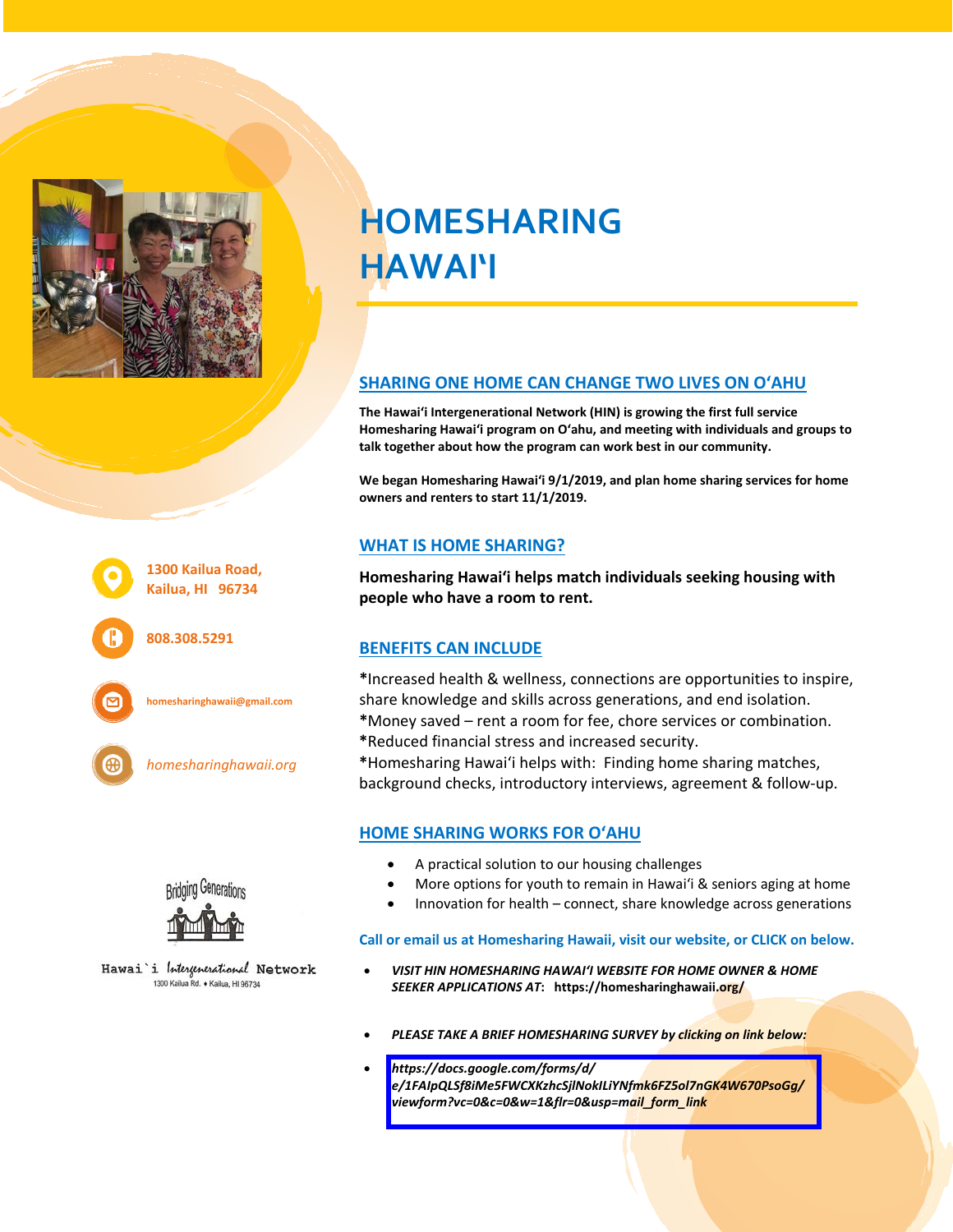# HOMESHARING HAWAI'I

## SHARING ONE HOME CAN CHANGE TWO LIVES ON O'AHU

**The Hawai'i Intergenerational Network (HIN) is growing the first full service Homesharing Hawai'i program on O'ahu, and meeting with individuals and groups to talk together about how the program can work best in our community.**

**We began Homesharing Hawai'i 9/1/2019, and plan home sharing services for home owners and renters to start 11/1/2019.**

## WHAT IS HOME SHARING?

**Homesharing Hawai'i helps match individuals seeking housing with people who have a room to rent.**

## BENEFITS CAN INCLUDE

*Increased health & wellness, connections are opportunities to inspire, share knowledge and skills across generations, and end isolation.
*Money saved – rent a room for fee, chore services or combination.
*Reduced financial stress and increased security.
*Homesharing Hawai'i helps with: Finding home sharing matches, background checks, introductory interviews, agreement & follow-up.

## HOME SHARING WORKS FOR O'AHU

- A practical solution to our housing challenges
- More options for youth to remain in Hawai'i & seniors aging at home
- Innovation for health – connect, share knowledge across generations

**Call or email us at Homesharing Hawaii, visit our website, or CLICK on below.**

- ***VISIT HIN HOMESHARING HAWAI'I WEBSITE FOR HOME OWNER & HOME SEEKER APPLICATIONS AT*: https://homesharinghawaii.org/**
- ***PLEASE TAKE A BRIEF HOMESHARING SURVEY by clicking on link below:***
- ***https://docs.google.com/forms/d/e/1FAIpQLSf8iMe5FWCXKzhcSjlNokILiYNfmk6FZ5ol7nGK4W670PsoGg/viewform?vc=0&c=0&w=1&flr=0&usp=mail_form_link***

**1300 Kailua Road, Kailua, HI 96734**

**808.308.5291**

**homesharinghawaii@gmail.com**

*homesharinghawaii.org*

Bridging Generations

Hawai`i Intergenerational Network
1300 Kailua Rd. • Kailua, HI 96734